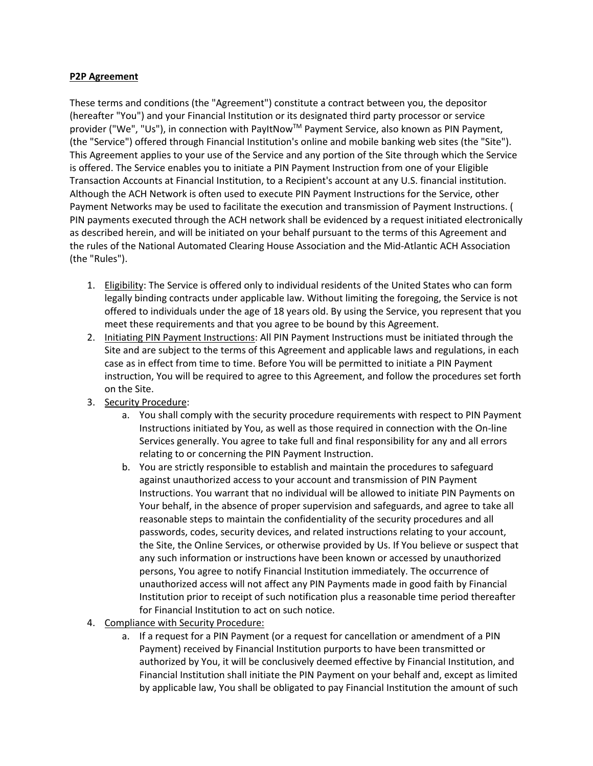**P2P Agreement**

These terms and conditions (the "Agreement") constitute a contract between you, the depositor (hereafter "You") and your Financial Institution or its designated third party processor or service provider ("We", "Us"), in connection with PayItNow$^{TM}$ Payment Service, also known as PIN Payment, (the "Service") offered through Financial Institution's online and mobile banking web sites (the "Site"). This Agreement applies to your use of the Service and any portion of the Site through which the Service is offered. The Service enables you to initiate a PIN Payment Instruction from one of your Eligible Transaction Accounts at Financial Institution, to a Recipient's account at any U.S. financial institution. Although the ACH Network is often used to execute PIN Payment Instructions for the Service, other Payment Networks may be used to facilitate the execution and transmission of Payment Instructions. ( PIN payments executed through the ACH network shall be evidenced by a request initiated electronically as described herein, and will be initiated on your behalf pursuant to the terms of this Agreement and the rules of the National Automated Clearing House Association and the Mid-Atlantic ACH Association (the "Rules").

1. Eligibility: The Service is offered only to individual residents of the United States who can form legally binding contracts under applicable law. Without limiting the foregoing, the Service is not offered to individuals under the age of 18 years old. By using the Service, you represent that you meet these requirements and that you agree to be bound by this Agreement.
2. Initiating PIN Payment Instructions: All PIN Payment Instructions must be initiated through the Site and are subject to the terms of this Agreement and applicable laws and regulations, in each case as in effect from time to time. Before You will be permitted to initiate a PIN Payment instruction, You will be required to agree to this Agreement, and follow the procedures set forth on the Site.
3. Security Procedure:
    a. You shall comply with the security procedure requirements with respect to PIN Payment Instructions initiated by You, as well as those required in connection with the On-line Services generally. You agree to take full and final responsibility for any and all errors relating to or concerning the PIN Payment Instruction.
    b. You are strictly responsible to establish and maintain the procedures to safeguard against unauthorized access to your account and transmission of PIN Payment Instructions. You warrant that no individual will be allowed to initiate PIN Payments on Your behalf, in the absence of proper supervision and safeguards, and agree to take all reasonable steps to maintain the confidentiality of the security procedures and all passwords, codes, security devices, and related instructions relating to your account, the Site, the Online Services, or otherwise provided by Us. If You believe or suspect that any such information or instructions have been known or accessed by unauthorized persons, You agree to notify Financial Institution immediately. The occurrence of unauthorized access will not affect any PIN Payments made in good faith by Financial Institution prior to receipt of such notification plus a reasonable time period thereafter for Financial Institution to act on such notice.
4. Compliance with Security Procedure:
    a. If a request for a PIN Payment (or a request for cancellation or amendment of a PIN Payment) received by Financial Institution purports to have been transmitted or authorized by You, it will be conclusively deemed effective by Financial Institution, and Financial Institution shall initiate the PIN Payment on your behalf and, except as limited by applicable law, You shall be obligated to pay Financial Institution the amount of such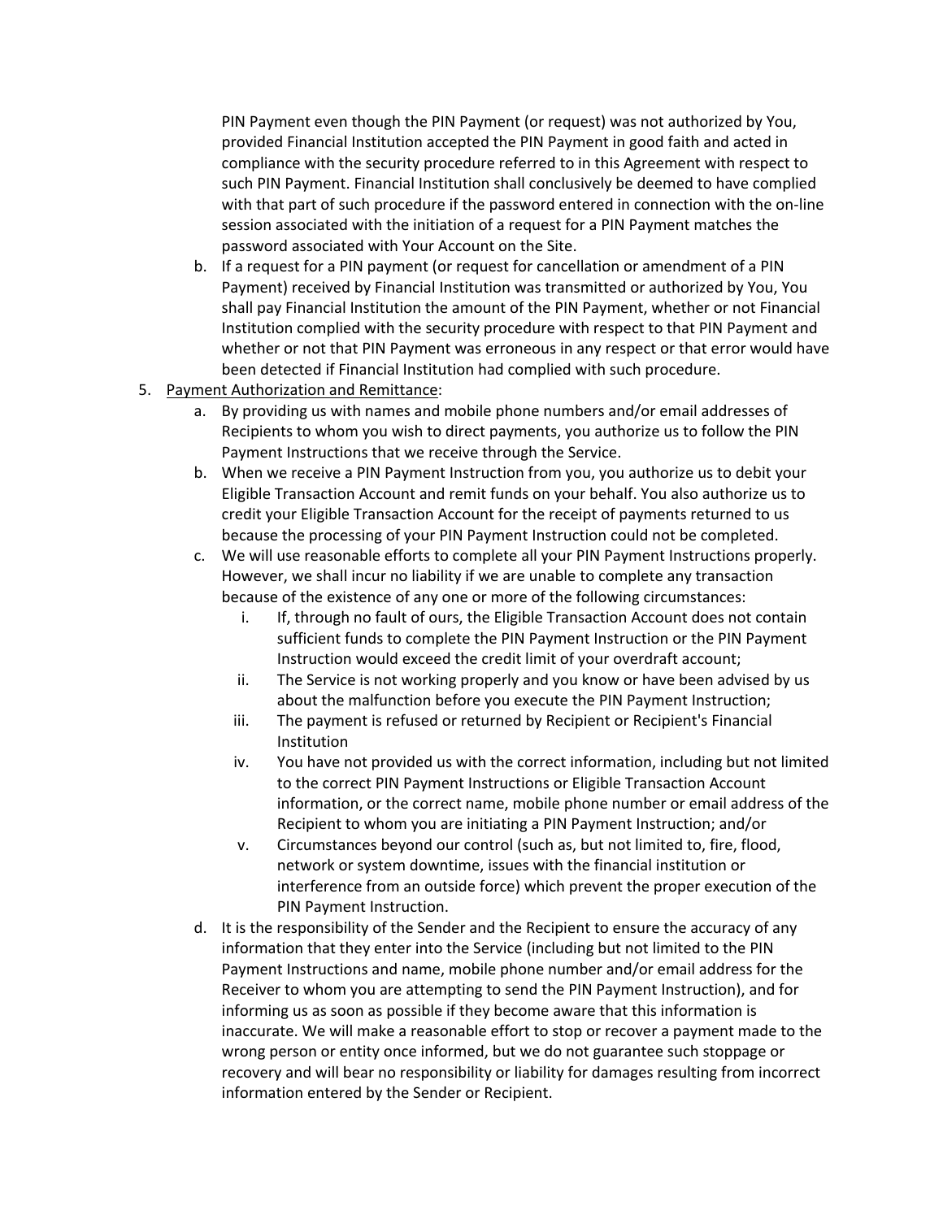PIN Payment even though the PIN Payment (or request) was not authorized by You, provided Financial Institution accepted the PIN Payment in good faith and acted in compliance with the security procedure referred to in this Agreement with respect to such PIN Payment. Financial Institution shall conclusively be deemed to have complied with that part of such procedure if the password entered in connection with the on-line session associated with the initiation of a request for a PIN Payment matches the password associated with Your Account on the Site.

b. If a request for a PIN payment (or request for cancellation or amendment of a PIN Payment) received by Financial Institution was transmitted or authorized by You, You shall pay Financial Institution the amount of the PIN Payment, whether or not Financial Institution complied with the security procedure with respect to that PIN Payment and whether or not that PIN Payment was erroneous in any respect or that error would have been detected if Financial Institution had complied with such procedure.

5. <u>Payment Authorization and Remittance</u>:
   a. By providing us with names and mobile phone numbers and/or email addresses of Recipients to whom you wish to direct payments, you authorize us to follow the PIN Payment Instructions that we receive through the Service.
   b. When we receive a PIN Payment Instruction from you, you authorize us to debit your Eligible Transaction Account and remit funds on your behalf. You also authorize us to credit your Eligible Transaction Account for the receipt of payments returned to us because the processing of your PIN Payment Instruction could not be completed.
   c. We will use reasonable efforts to complete all your PIN Payment Instructions properly. However, we shall incur no liability if we are unable to complete any transaction because of the existence of any one or more of the following circumstances:
      i. If, through no fault of ours, the Eligible Transaction Account does not contain sufficient funds to complete the PIN Payment Instruction or the PIN Payment Instruction would exceed the credit limit of your overdraft account;
      ii. The Service is not working properly and you know or have been advised by us about the malfunction before you execute the PIN Payment Instruction;
      iii. The payment is refused or returned by Recipient or Recipient's Financial Institution
      iv. You have not provided us with the correct information, including but not limited to the correct PIN Payment Instructions or Eligible Transaction Account information, or the correct name, mobile phone number or email address of the Recipient to whom you are initiating a PIN Payment Instruction; and/or
      v. Circumstances beyond our control (such as, but not limited to, fire, flood, network or system downtime, issues with the financial institution or interference from an outside force) which prevent the proper execution of the PIN Payment Instruction.
   d. It is the responsibility of the Sender and the Recipient to ensure the accuracy of any information that they enter into the Service (including but not limited to the PIN Payment Instructions and name, mobile phone number and/or email address for the Receiver to whom you are attempting to send the PIN Payment Instruction), and for informing us as soon as possible if they become aware that this information is inaccurate. We will make a reasonable effort to stop or recover a payment made to the wrong person or entity once informed, but we do not guarantee such stoppage or recovery and will bear no responsibility or liability for damages resulting from incorrect information entered by the Sender or Recipient.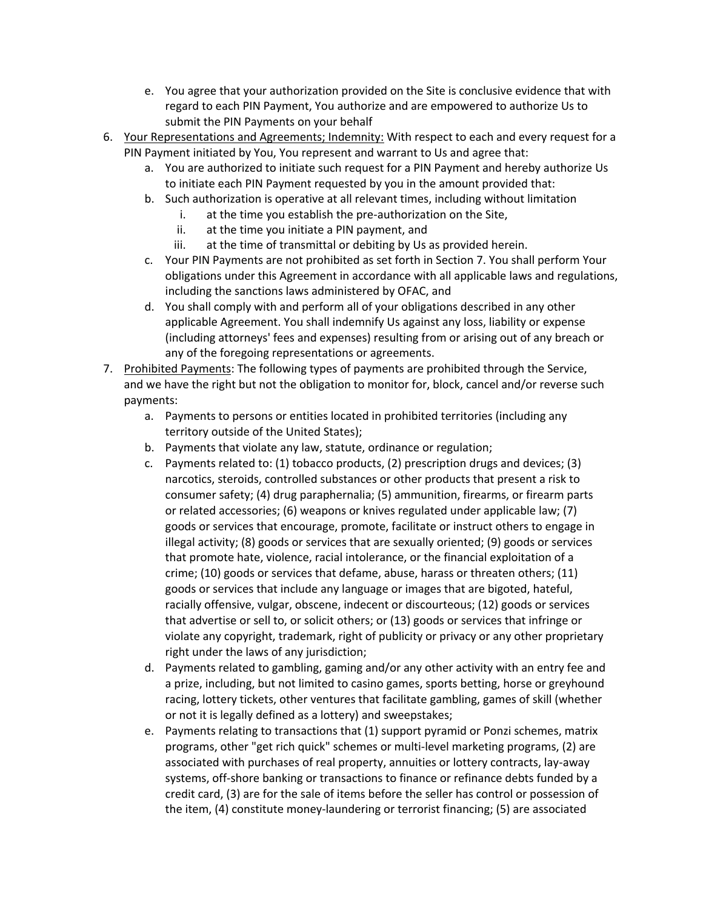e. You agree that your authorization provided on the Site is conclusive evidence that with regard to each PIN Payment, You authorize and are empowered to authorize Us to submit the PIN Payments on your behalf

6. <u>Your Representations and Agreements; Indemnity:</u> With respect to each and every request for a PIN Payment initiated by You, You represent and warrant to Us and agree that:
   a. You are authorized to initiate such request for a PIN Payment and hereby authorize Us to initiate each PIN Payment requested by you in the amount provided that:
   b. Such authorization is operative at all relevant times, including without limitation
      i. at the time you establish the pre-authorization on the Site,
      ii. at the time you initiate a PIN payment, and
      iii. at the time of transmittal or debiting by Us as provided herein.
   c. Your PIN Payments are not prohibited as set forth in Section 7. You shall perform Your obligations under this Agreement in accordance with all applicable laws and regulations, including the sanctions laws administered by OFAC, and
   d. You shall comply with and perform all of your obligations described in any other applicable Agreement. You shall indemnify Us against any loss, liability or expense (including attorneys' fees and expenses) resulting from or arising out of any breach or any of the foregoing representations or agreements.

7. <u>Prohibited Payments</u>: The following types of payments are prohibited through the Service, and we have the right but not the obligation to monitor for, block, cancel and/or reverse such payments:
   a. Payments to persons or entities located in prohibited territories (including any territory outside of the United States);
   b. Payments that violate any law, statute, ordinance or regulation;
   c. Payments related to: (1) tobacco products, (2) prescription drugs and devices; (3) narcotics, steroids, controlled substances or other products that present a risk to consumer safety; (4) drug paraphernalia; (5) ammunition, firearms, or firearm parts or related accessories; (6) weapons or knives regulated under applicable law; (7) goods or services that encourage, promote, facilitate or instruct others to engage in illegal activity; (8) goods or services that are sexually oriented; (9) goods or services that promote hate, violence, racial intolerance, or the financial exploitation of a crime; (10) goods or services that defame, abuse, harass or threaten others; (11) goods or services that include any language or images that are bigoted, hateful, racially offensive, vulgar, obscene, indecent or discourteous; (12) goods or services that advertise or sell to, or solicit others; or (13) goods or services that infringe or violate any copyright, trademark, right of publicity or privacy or any other proprietary right under the laws of any jurisdiction;
   d. Payments related to gambling, gaming and/or any other activity with an entry fee and a prize, including, but not limited to casino games, sports betting, horse or greyhound racing, lottery tickets, other ventures that facilitate gambling, games of skill (whether or not it is legally defined as a lottery) and sweepstakes;
   e. Payments relating to transactions that (1) support pyramid or Ponzi schemes, matrix programs, other "get rich quick" schemes or multi-level marketing programs, (2) are associated with purchases of real property, annuities or lottery contracts, lay-away systems, off-shore banking or transactions to finance or refinance debts funded by a credit card, (3) are for the sale of items before the seller has control or possession of the item, (4) constitute money-laundering or terrorist financing; (5) are associated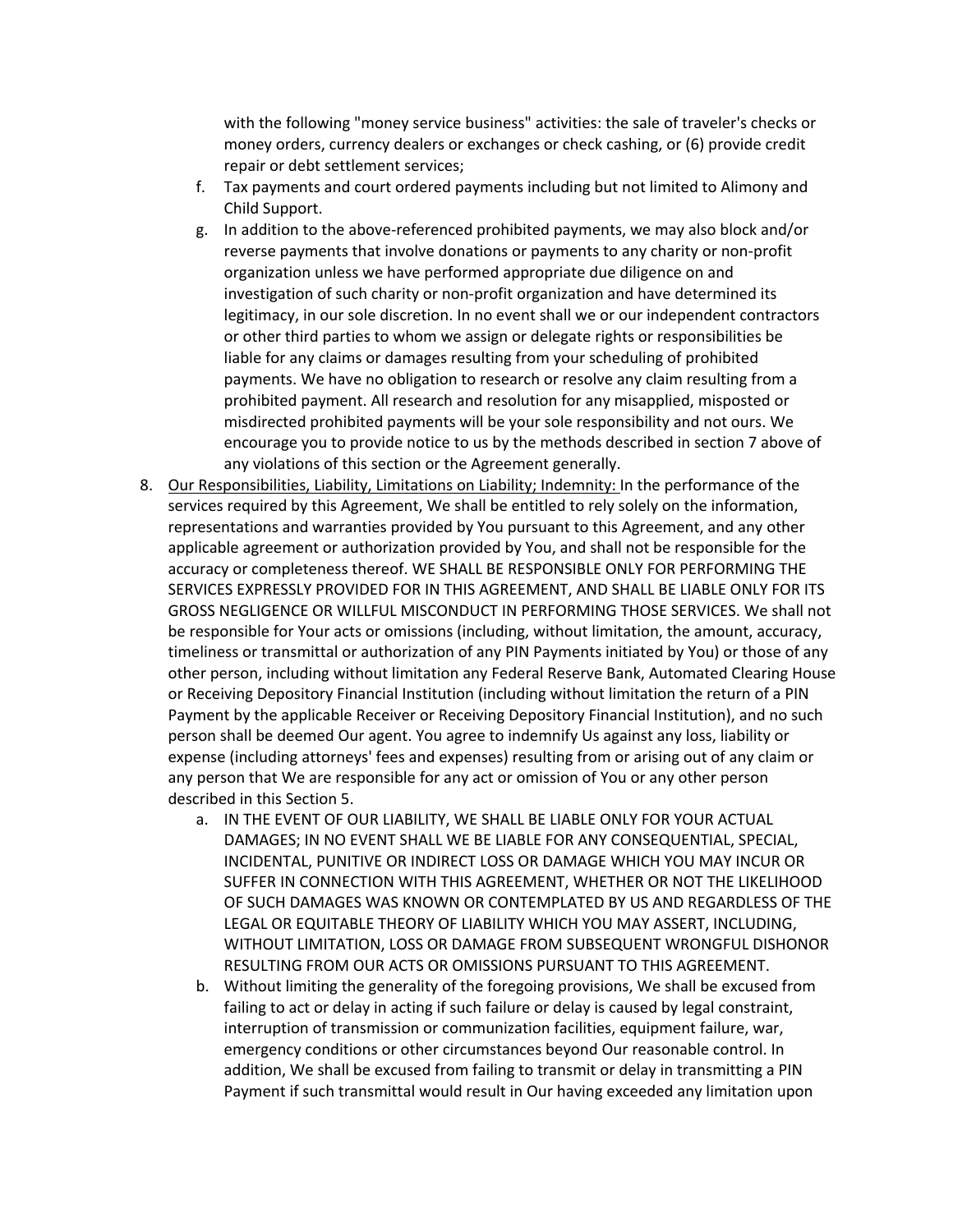with the following "money service business" activities: the sale of traveler's checks or money orders, currency dealers or exchanges or check cashing, or (6) provide credit repair or debt settlement services;

   f. Tax payments and court ordered payments including but not limited to Alimony and Child Support.
   g. In addition to the above-referenced prohibited payments, we may also block and/or reverse payments that involve donations or payments to any charity or non-profit organization unless we have performed appropriate due diligence on and investigation of such charity or non-profit organization and have determined its legitimacy, in our sole discretion. In no event shall we or our independent contractors or other third parties to whom we assign or delegate rights or responsibilities be liable for any claims or damages resulting from your scheduling of prohibited payments. We have no obligation to research or resolve any claim resulting from a prohibited payment. All research and resolution for any misapplied, misposted or misdirected prohibited payments will be your sole responsibility and not ours. We encourage you to provide notice to us by the methods described in section 7 above of any violations of this section or the Agreement generally.

8. <u>Our Responsibilities, Liability, Limitations on Liability; Indemnity:</u> In the performance of the services required by this Agreement, We shall be entitled to rely solely on the information, representations and warranties provided by You pursuant to this Agreement, and any other applicable agreement or authorization provided by You, and shall not be responsible for the accuracy or completeness thereof. WE SHALL BE RESPONSIBLE ONLY FOR PERFORMING THE SERVICES EXPRESSLY PROVIDED FOR IN THIS AGREEMENT, AND SHALL BE LIABLE ONLY FOR ITS GROSS NEGLIGENCE OR WILLFUL MISCONDUCT IN PERFORMING THOSE SERVICES. We shall not be responsible for Your acts or omissions (including, without limitation, the amount, accuracy, timeliness or transmittal or authorization of any PIN Payments initiated by You) or those of any other person, including without limitation any Federal Reserve Bank, Automated Clearing House or Receiving Depository Financial Institution (including without limitation the return of a PIN Payment by the applicable Receiver or Receiving Depository Financial Institution), and no such person shall be deemed Our agent. You agree to indemnify Us against any loss, liability or expense (including attorneys' fees and expenses) resulting from or arising out of any claim or any person that We are responsible for any act or omission of You or any other person described in this Section 5.
   a. IN THE EVENT OF OUR LIABILITY, WE SHALL BE LIABLE ONLY FOR YOUR ACTUAL DAMAGES; IN NO EVENT SHALL WE BE LIABLE FOR ANY CONSEQUENTIAL, SPECIAL, INCIDENTAL, PUNITIVE OR INDIRECT LOSS OR DAMAGE WHICH YOU MAY INCUR OR SUFFER IN CONNECTION WITH THIS AGREEMENT, WHETHER OR NOT THE LIKELIHOOD OF SUCH DAMAGES WAS KNOWN OR CONTEMPLATED BY US AND REGARDLESS OF THE LEGAL OR EQUITABLE THEORY OF LIABILITY WHICH YOU MAY ASSERT, INCLUDING, WITHOUT LIMITATION, LOSS OR DAMAGE FROM SUBSEQUENT WRONGFUL DISHONOR RESULTING FROM OUR ACTS OR OMISSIONS PURSUANT TO THIS AGREEMENT.
   b. Without limiting the generality of the foregoing provisions, We shall be excused from failing to act or delay in acting if such failure or delay is caused by legal constraint, interruption of transmission or communization facilities, equipment failure, war, emergency conditions or other circumstances beyond Our reasonable control. In addition, We shall be excused from failing to transmit or delay in transmitting a PIN Payment if such transmittal would result in Our having exceeded any limitation upon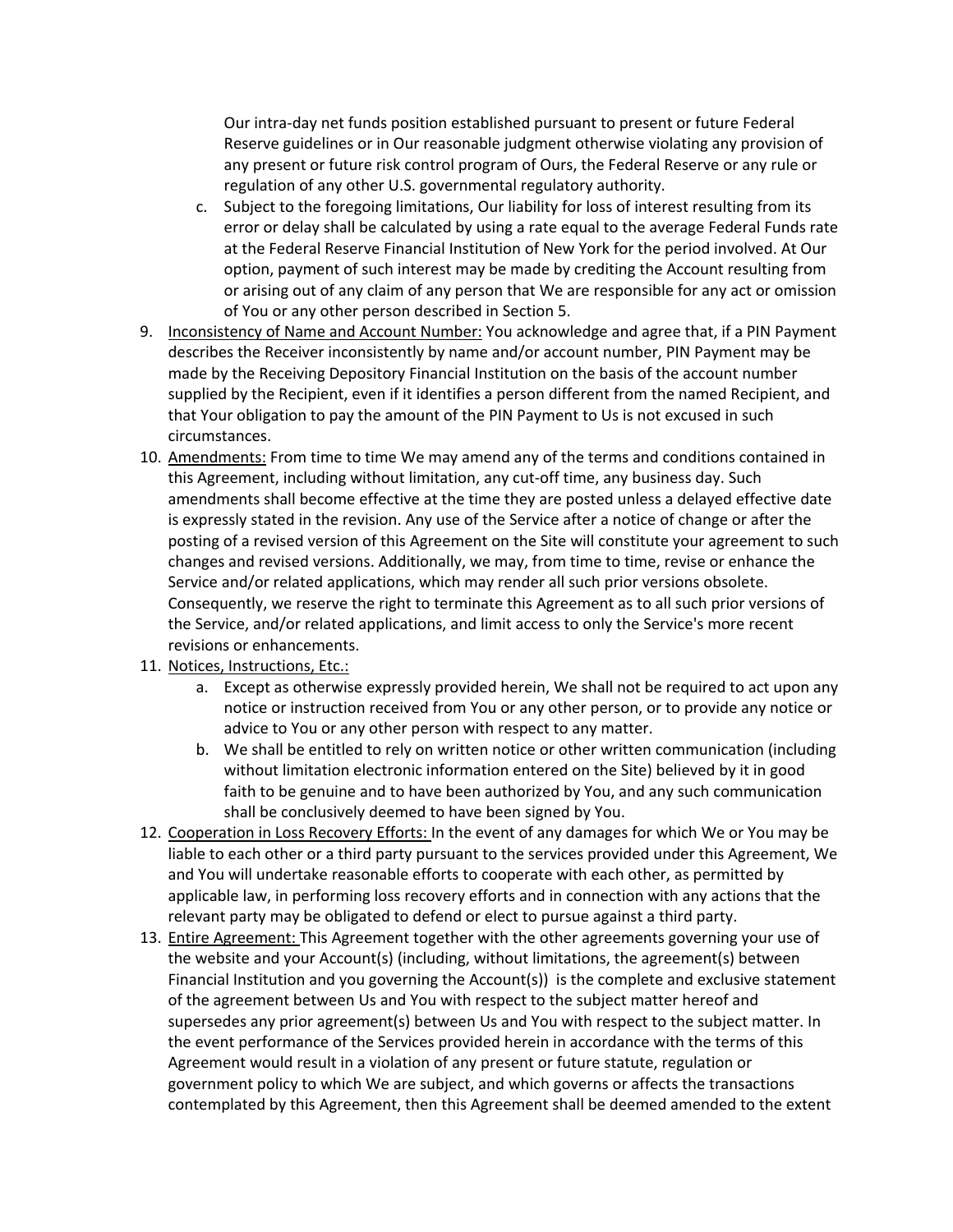Our intra-day net funds position established pursuant to present or future Federal Reserve guidelines or in Our reasonable judgment otherwise violating any provision of any present or future risk control program of Ours, the Federal Reserve or any rule or regulation of any other U.S. governmental regulatory authority.

   c. Subject to the foregoing limitations, Our liability for loss of interest resulting from its error or delay shall be calculated by using a rate equal to the average Federal Funds rate at the Federal Reserve Financial Institution of New York for the period involved. At Our option, payment of such interest may be made by crediting the Account resulting from or arising out of any claim of any person that We are responsible for any act or omission of You or any other person described in Section 5.

9. Inconsistency of Name and Account Number: You acknowledge and agree that, if a PIN Payment describes the Receiver inconsistently by name and/or account number, PIN Payment may be made by the Receiving Depository Financial Institution on the basis of the account number supplied by the Recipient, even if it identifies a person different from the named Recipient, and that Your obligation to pay the amount of the PIN Payment to Us is not excused in such circumstances.
10. Amendments: From time to time We may amend any of the terms and conditions contained in this Agreement, including without limitation, any cut-off time, any business day. Such amendments shall become effective at the time they are posted unless a delayed effective date is expressly stated in the revision. Any use of the Service after a notice of change or after the posting of a revised version of this Agreement on the Site will constitute your agreement to such changes and revised versions. Additionally, we may, from time to time, revise or enhance the Service and/or related applications, which may render all such prior versions obsolete. Consequently, we reserve the right to terminate this Agreement as to all such prior versions of the Service, and/or related applications, and limit access to only the Service's more recent revisions or enhancements.
11. Notices, Instructions, Etc.:
    a. Except as otherwise expressly provided herein, We shall not be required to act upon any notice or instruction received from You or any other person, or to provide any notice or advice to You or any other person with respect to any matter.
    b. We shall be entitled to rely on written notice or other written communication (including without limitation electronic information entered on the Site) believed by it in good faith to be genuine and to have been authorized by You, and any such communication shall be conclusively deemed to have been signed by You.
12. Cooperation in Loss Recovery Efforts: In the event of any damages for which We or You may be liable to each other or a third party pursuant to the services provided under this Agreement, We and You will undertake reasonable efforts to cooperate with each other, as permitted by applicable law, in performing loss recovery efforts and in connection with any actions that the relevant party may be obligated to defend or elect to pursue against a third party.
13. Entire Agreement: This Agreement together with the other agreements governing your use of the website and your Account(s) (including, without limitations, the agreement(s) between Financial Institution and you governing the Account(s)) is the complete and exclusive statement of the agreement between Us and You with respect to the subject matter hereof and supersedes any prior agreement(s) between Us and You with respect to the subject matter. In the event performance of the Services provided herein in accordance with the terms of this Agreement would result in a violation of any present or future statute, regulation or government policy to which We are subject, and which governs or affects the transactions contemplated by this Agreement, then this Agreement shall be deemed amended to the extent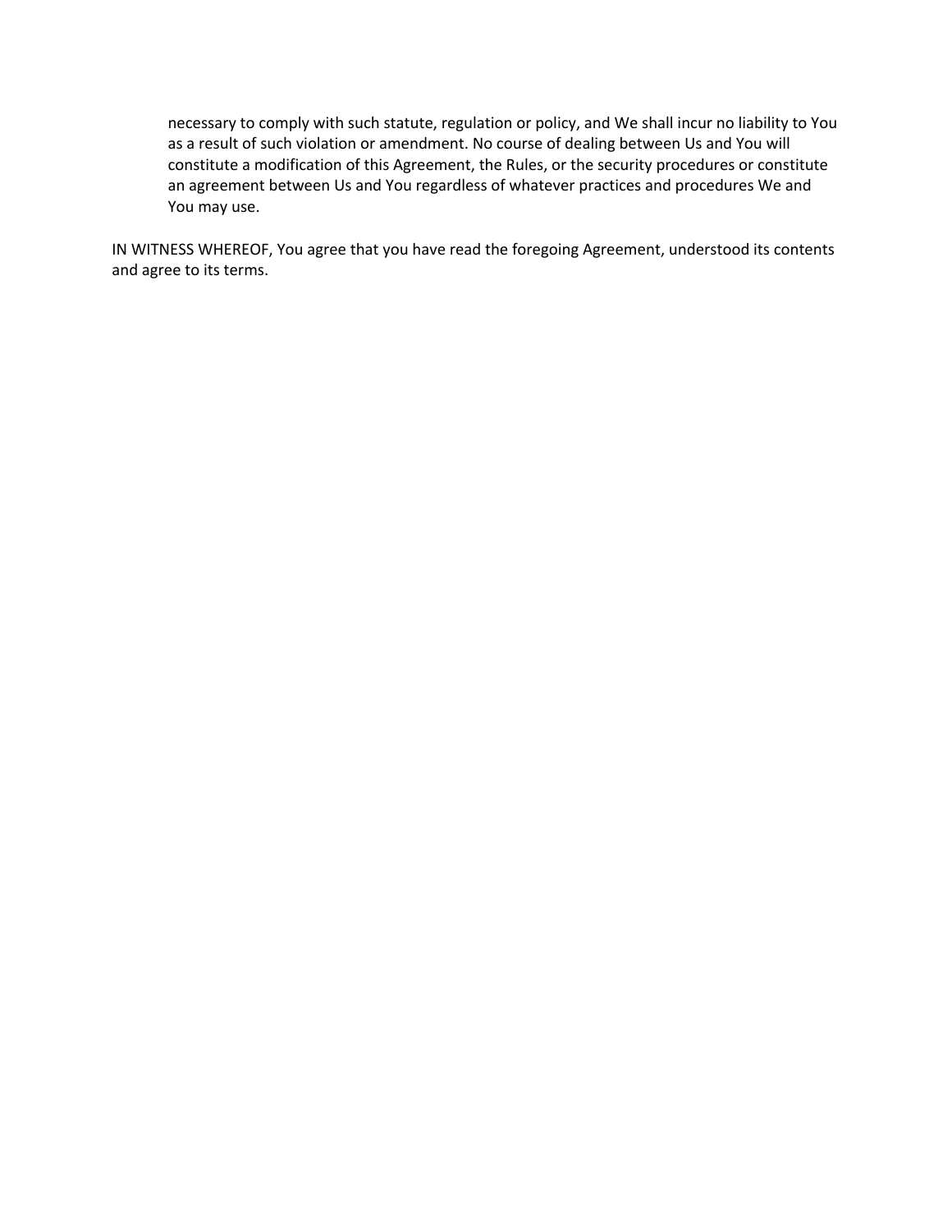necessary to comply with such statute, regulation or policy, and We shall incur no liability to You as a result of such violation or amendment. No course of dealing between Us and You will constitute a modification of this Agreement, the Rules, or the security procedures or constitute an agreement between Us and You regardless of whatever practices and procedures We and You may use.

IN WITNESS WHEREOF, You agree that you have read the foregoing Agreement, understood its contents and agree to its terms.